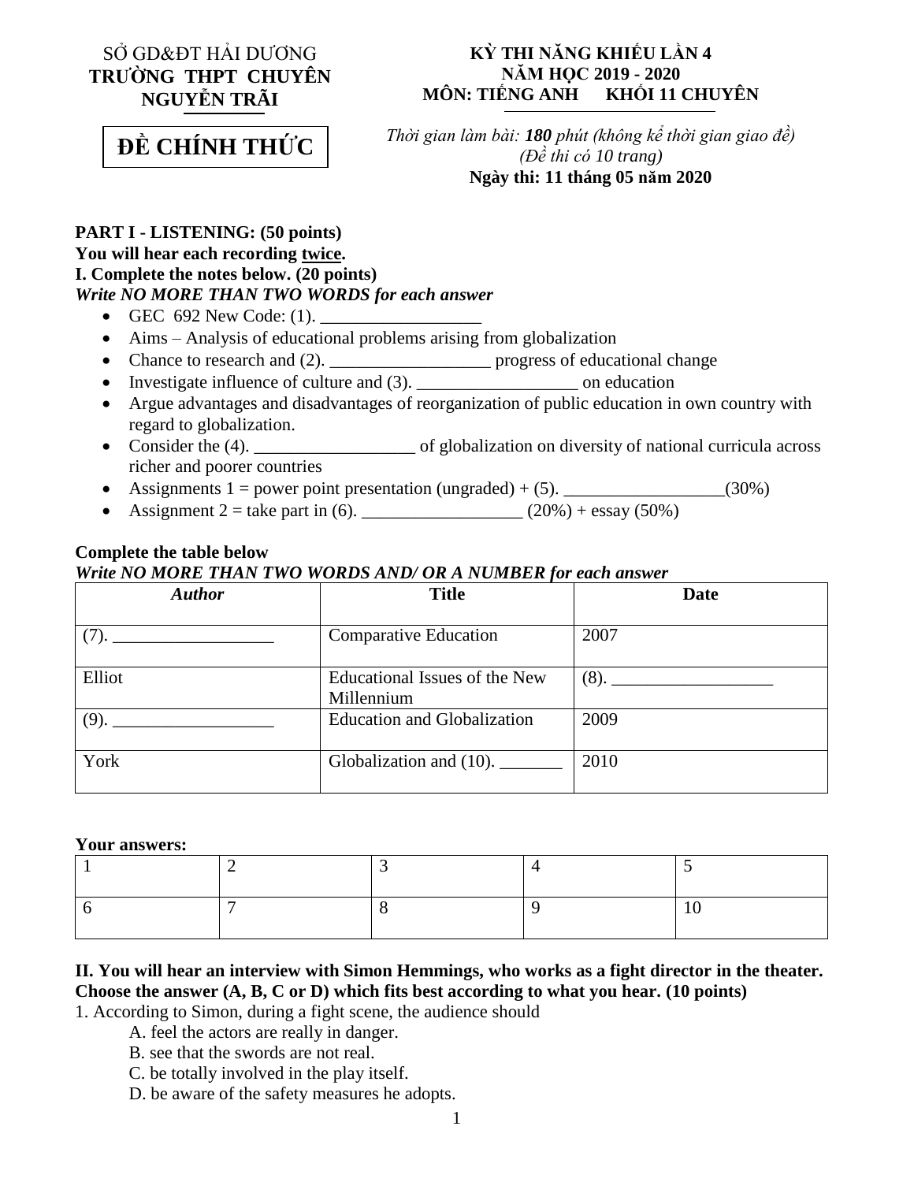SỞ GD&ĐT HẢI DƯƠNG
**TRƯỜNG THPT CHUYÊN NGUYỄN TRÃI**

**ĐỀ CHÍNH THỨC**

**KỲ THI NĂNG KHIẾU LẦN 4**
**NĂM HỌC 2019 - 2020**
**MÔN: TIẾNG ANH KHỐI 11 CHUYÊN**

*Thời gian làm bài: **180** phút (không kể thời gian giao đề)*
*(Đề thi có 10 trang)*
**Ngày thi: 11 tháng 05 năm 2020**

**PART I - LISTENING: (50 points)**
**You will hear each recording twice.**
**I. Complete the notes below. (20 points)**
***Write NO MORE THAN TWO WORDS for each answer***

- GEC 692 New Code: (1). __________________
- Aims – Analysis of educational problems arising from globalization
- Chance to research and (2). __________________ progress of educational change
- Investigate influence of culture and (3). __________________ on education
- Argue advantages and disadvantages of reorganization of public education in own country with regard to globalization.
- Consider the (4). __________________ of globalization on diversity of national curricula across richer and poorer countries
- Assignments 1 = power point presentation (ungraded) + (5). __________________(30%)
- Assignment 2 = take part in (6). __________________ (20%) + essay (50%)

**Complete the table below**
***Write NO MORE THAN TWO WORDS AND/ OR A NUMBER for each answer***

| *Author* | Title | Date |
|---|---|---|
| (7). __________________ | Comparative Education | 2007 |
| Elliot | Educational Issues of the New Millennium | (8). __________________ |
| (9). __________________ | Education and Globalization | 2009 |
| York | Globalization and (10). _______ | 2010 |

**Your answers:**

| | | | | |
|---|---|---|---|---|
| 1 | 2 | 3 | 4 | 5 |
| 6 | 7 | 8 | 9 | 10 |

**II. You will hear an interview with Simon Hemmings, who works as a fight director in the theater. Choose the answer (A, B, C or D) which fits best according to what you hear. (10 points)**

1. According to Simon, during a fight scene, the audience should
   A. feel the actors are really in danger.
   B. see that the swords are not real.
   C. be totally involved in the play itself.
   D. be aware of the safety measures he adopts.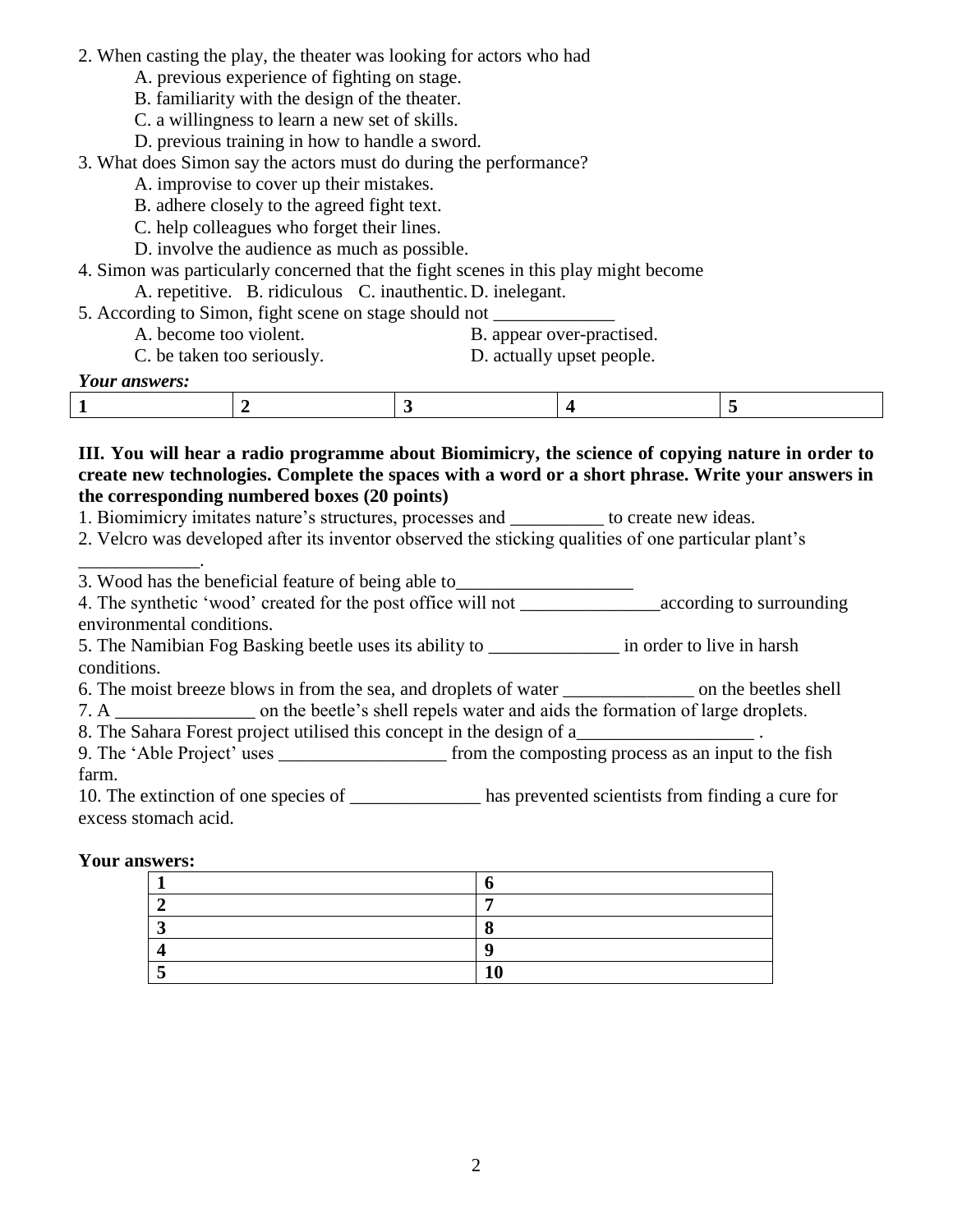2. When casting the play, the theater was looking for actors who had

A. previous experience of fighting on stage.
B. familiarity with the design of the theater.
C. a willingness to learn a new set of skills.
D. previous training in how to handle a sword.

3. What does Simon say the actors must do during the performance?

A. improvise to cover up their mistakes.
B. adhere closely to the agreed fight text.
C. help colleagues who forget their lines.
D. involve the audience as much as possible.

4. Simon was particularly concerned that the fight scenes in this play might become

A. repetitive. B. ridiculous C. inauthentic. D. inelegant.

5. According to Simon, fight scene on stage should not _____________

A. become too violent. B. appear over-practised.
C. be taken too seriously. D. actually upset people.

***Your answers:***

| 1 | 2 | 3 | 4 | 5 |
|---|---|---|---|---|

**III. You will hear a radio programme about Biomimicry, the science of copying nature in order to create new technologies. Complete the spaces with a word or a short phrase. Write your answers in the corresponding numbered boxes (20 points)**

1. Biomimicry imitates nature's structures, processes and __________ to create new ideas.
2. Velcro was developed after its inventor observed the sticking qualities of one particular plant's _____________.
3. Wood has the beneficial feature of being able to___________________
4. The synthetic 'wood' created for the post office will not _______________according to surrounding environmental conditions.
5. The Namibian Fog Basking beetle uses its ability to ______________ in order to live in harsh conditions.
6. The moist breeze blows in from the sea, and droplets of water ______________ on the beetles shell
7. A _______________ on the beetle's shell repels water and aids the formation of large droplets.
8. The Sahara Forest project utilised this concept in the design of a___________________ .
9. The 'Able Project' uses __________________ from the composting process as an input to the fish farm.
10. The extinction of one species of ______________ has prevented scientists from finding a cure for excess stomach acid.

**Your answers:**

| | |
|---|---|
| **1** | **6** |
| **2** | **7** |
| **3** | **8** |
| **4** | **9** |
| **5** | **10** |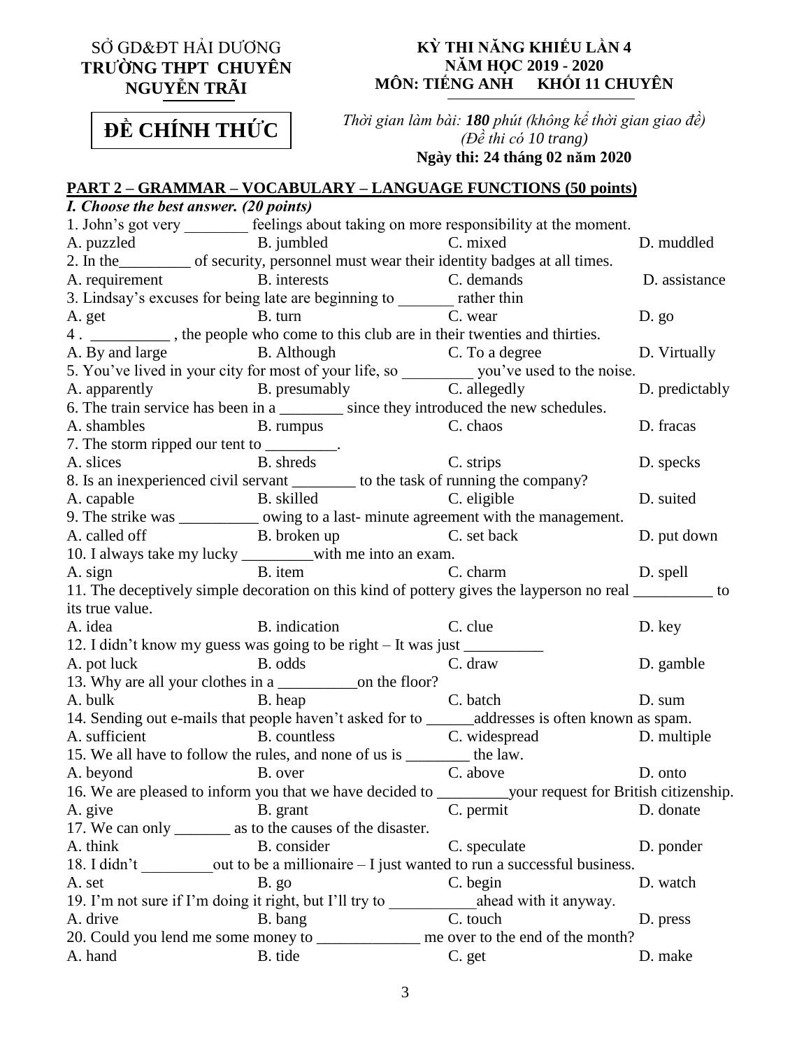SỞ GD&ĐT HẢI DƯƠNG
**TRƯỜNG THPT CHUYÊN NGUYỄN TRÃI**

**ĐỀ CHÍNH THỨC**

**KỲ THI NĂNG KHIẾU LẦN 4**
**NĂM HỌC 2019 - 2020**
**MÔN: TIẾNG ANH KHỐI 11 CHUYÊN**

*Thời gian làm bài: **180** phút (không kể thời gian giao đề)*
*(Đề thi có 10 trang)*
**Ngày thi: 24 tháng 02 năm 2020**

## PART 2 – GRAMMAR – VOCABULARY – LANGUAGE FUNCTIONS (50 points)

***I. Choose the best answer. (20 points)***

1. John's got very ________ feelings about taking on more responsibility at the moment.
A. puzzled B. jumbled C. mixed D. muddled

2. In the_________ of security, personnel must wear their identity badges at all times.
A. requirement B. interests C. demands D. assistance

3. Lindsay's excuses for being late are beginning to _______ rather thin
A. get B. turn C. wear D. go

4 . __________ , the people who come to this club are in their twenties and thirties.
A. By and large B. Although C. To a degree D. Virtually

5. You've lived in your city for most of your life, so _________ you've used to the noise.
A. apparently B. presumably C. allegedly D. predictably

6. The train service has been in a ________ since they introduced the new schedules.
A. shambles B. rumpus C. chaos D. fracas

7. The storm ripped our tent to _________.
A. slices B. shreds C. strips D. specks

8. Is an inexperienced civil servant ________ to the task of running the company?
A. capable B. skilled C. eligible D. suited

9. The strike was __________ owing to a last- minute agreement with the management.
A. called off B. broken up C. set back D. put down

10. I always take my lucky _________with me into an exam.
A. sign B. item C. charm D. spell

11. The deceptively simple decoration on this kind of pottery gives the layperson no real __________ to its true value.
A. idea B. indication C. clue D. key

12. I didn't know my guess was going to be right – It was just __________
A. pot luck B. odds C. draw D. gamble

13. Why are all your clothes in a __________on the floor?
A. bulk B. heap C. batch D. sum

14. Sending out e-mails that people haven't asked for to ______addresses is often known as spam.
A. sufficient B. countless C. widespread D. multiple

15. We all have to follow the rules, and none of us is ________ the law.
A. beyond B. over C. above D. onto

16. We are pleased to inform you that we have decided to _________your request for British citizenship.
A. give B. grant C. permit D. donate

17. We can only _______ as to the causes of the disaster.
A. think B. consider C. speculate D. ponder

18. I didn't _________out to be a millionaire – I just wanted to run a successful business.
A. set B. go C. begin D. watch

19. I'm not sure if I'm doing it right, but I'll try to ___________ahead with it anyway.
A. drive B. bang C. touch D. press

20. Could you lend me some money to _____________ me over to the end of the month?
A. hand B. tide C. get D. make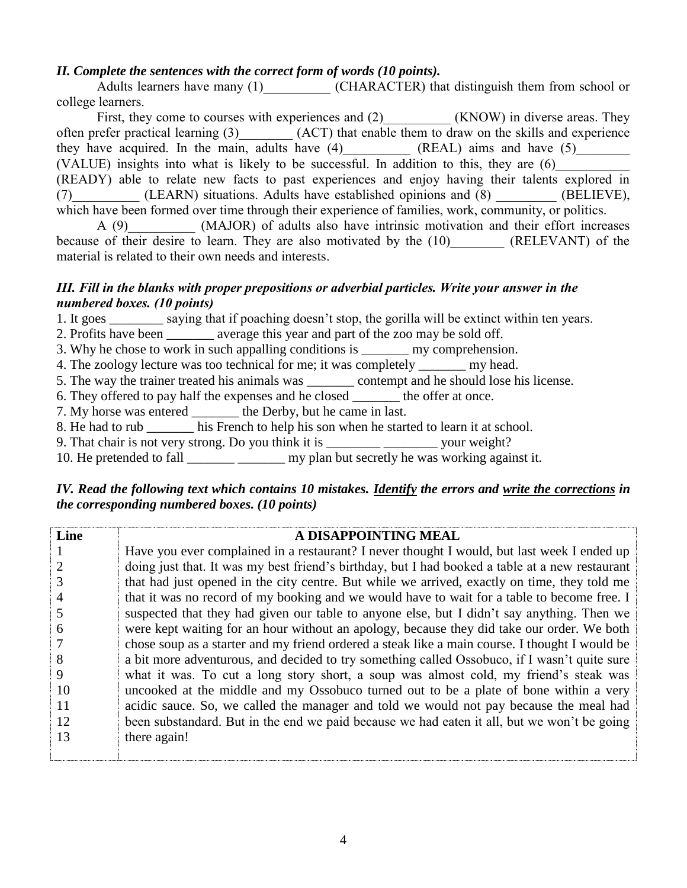### *II. Complete the sentences with the correct form of words (10 points).*

Adults learners have many (1)__________ (CHARACTER) that distinguish them from school or college learners.

First, they come to courses with experiences and (2)__________ (KNOW) in diverse areas. They often prefer practical learning (3)________ (ACT) that enable them to draw on the skills and experience they have acquired. In the main, adults have (4)__________ (REAL) aims and have (5)________ (VALUE) insights into what is likely to be successful. In addition to this, they are (6)___________ (READY) able to relate new facts to past experiences and enjoy having their talents explored in (7)__________ (LEARN) situations. Adults have established opinions and (8) _________ (BELIEVE), which have been formed over time through their experience of families, work, community, or politics.

A (9)__________ (MAJOR) of adults also have intrinsic motivation and their effort increases because of their desire to learn. They are also motivated by the (10)________ (RELEVANT) of the material is related to their own needs and interests.

### *III. Fill in the blanks with proper prepositions or adverbial particles. Write your answer in the numbered boxes. (10 points)*

1. It goes ________ saying that if poaching doesn't stop, the gorilla will be extinct within ten years.
2. Profits have been _______ average this year and part of the zoo may be sold off.
3. Why he chose to work in such appalling conditions is _______ my comprehension.
4. The zoology lecture was too technical for me; it was completely _______ my head.
5. The way the trainer treated his animals was _______ contempt and he should lose his license.
6. They offered to pay half the expenses and he closed _______ the offer at once.
7. My horse was entered _______ the Derby, but he came in last.
8. He had to rub _______ his French to help his son when he started to learn it at school.
9. That chair is not very strong. Do you think it is ________ ________ your weight?
10. He pretended to fall _______ _______ my plan but secretly he was working against it.

### *IV. Read the following text which contains 10 mistakes. Identify the errors and write the corrections in the corresponding numbered boxes. (10 points)*

| Line | A DISAPPOINTING MEAL |
|---|---|
| 1 | Have you ever complained in a restaurant? I never thought I would, but last week I ended up |
| 2 | doing just that. It was my best friend's birthday, but I had booked a table at a new restaurant |
| 3 | that had just opened in the city centre. But while we arrived, exactly on time, they told me |
| 4 | that it was no record of my booking and we would have to wait for a table to become free. I |
| 5 | suspected that they had given our table to anyone else, but I didn't say anything. Then we |
| 6 | were kept waiting for an hour without an apology, because they did take our order. We both |
| 7 | chose soup as a starter and my friend ordered a steak like a main course. I thought I would be |
| 8 | a bit more adventurous, and decided to try something called Ossobuco, if I wasn't quite sure |
| 9 | what it was. To cut a long story short, a soup was almost cold, my friend's steak was |
| 10 | uncooked at the middle and my Ossobuco turned out to be a plate of bone within a very |
| 11 | acidic sauce. So, we called the manager and told we would not pay because the meal had |
| 12 | been substandard. But in the end we paid because we had eaten it all, but we won't be going |
| 13 | there again! |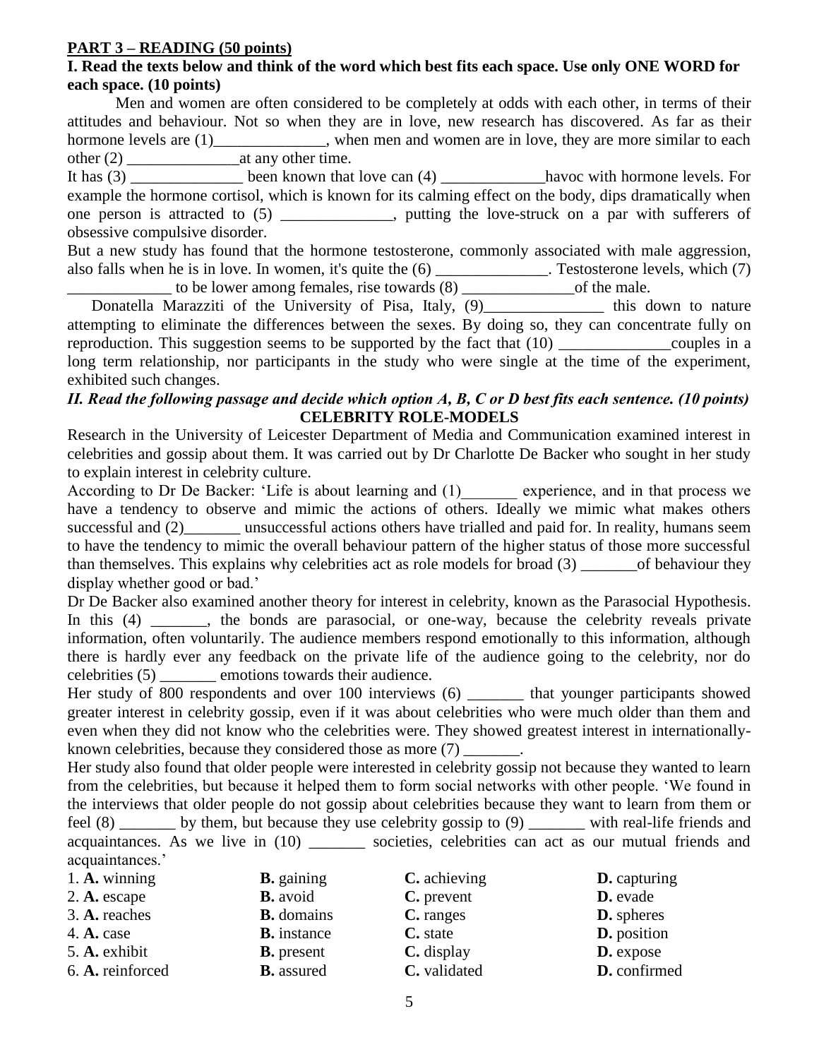**PART 3 – READING (50 points)**

**I. Read the texts below and think of the word which best fits each space. Use only ONE WORD for each space. (10 points)**

Men and women are often considered to be completely at odds with each other, in terms of their attitudes and behaviour. Not so when they are in love, new research has discovered. As far as their hormone levels are (1)______________, when men and women are in love, they are more similar to each other (2) ______________at any other time.

It has (3) ______________ been known that love can (4) _____________havoc with hormone levels. For example the hormone cortisol, which is known for its calming effect on the body, dips dramatically when one person is attracted to (5) ______________, putting the love-struck on a par with sufferers of obsessive compulsive disorder.

But a new study has found that the hormone testosterone, commonly associated with male aggression, also falls when he is in love. In women, it's quite the (6) ______________. Testosterone levels, which (7) _____________ to be lower among females, rise towards (8) ______________of the male.

Donatella Marazzitti of the University of Pisa, Italy, (9)_______________ this down to nature attempting to eliminate the differences between the sexes. By doing so, they can concentrate fully on reproduction. This suggestion seems to be supported by the fact that (10) ______________couples in a long term relationship, nor participants in the study who were single at the time of the experiment, exhibited such changes.

***II. Read the following passage and decide which option A, B, C or D best fits each sentence. (10 points)***

**CELEBRITY ROLE-MODELS**

Research in the University of Leicester Department of Media and Communication examined interest in celebrities and gossip about them. It was carried out by Dr Charlotte De Backer who sought in her study to explain interest in celebrity culture.

According to Dr De Backer: 'Life is about learning and (1)_______ experience, and in that process we have a tendency to observe and mimic the actions of others. Ideally we mimic what makes others successful and (2)_______ unsuccessful actions others have trialled and paid for. In reality, humans seem to have the tendency to mimic the overall behaviour pattern of the higher status of those more successful than themselves. This explains why celebrities act as role models for broad (3) _______of behaviour they display whether good or bad.'

Dr De Backer also examined another theory for interest in celebrity, known as the Parasocial Hypothesis. In this (4) _______, the bonds are parasocial, or one-way, because the celebrity reveals private information, often voluntarily. The audience members respond emotionally to this information, although there is hardly ever any feedback on the private life of the audience going to the celebrity, nor do celebrities (5) _______ emotions towards their audience.

Her study of 800 respondents and over 100 interviews (6) _______ that younger participants showed greater interest in celebrity gossip, even if it was about celebrities who were much older than them and even when they did not know who the celebrities were. They showed greatest interest in internationally-known celebrities, because they considered those as more (7) _______.

Her study also found that older people were interested in celebrity gossip not because they wanted to learn from the celebrities, but because it helped them to form social networks with other people. 'We found in the interviews that older people do not gossip about celebrities because they want to learn from them or feel (8) _______ by them, but because they use celebrity gossip to (9) _______ with real-life friends and acquaintances. As we live in (10) _______ societies, celebrities can act as our mutual friends and acquaintances.'

| | | | |
|---|---|---|---|
| 1. **A.** winning | **B.** gaining | **C.** achieving | **D.** capturing |
| 2. **A.** escape | **B.** avoid | **C.** prevent | **D.** evade |
| 3. **A.** reaches | **B.** domains | **C.** ranges | **D.** spheres |
| 4. **A.** case | **B.** instance | **C.** state | **D.** position |
| 5. **A.** exhibit | **B.** present | **C.** display | **D.** expose |
| 6. **A.** reinforced | **B.** assured | **C.** validated | **D.** confirmed |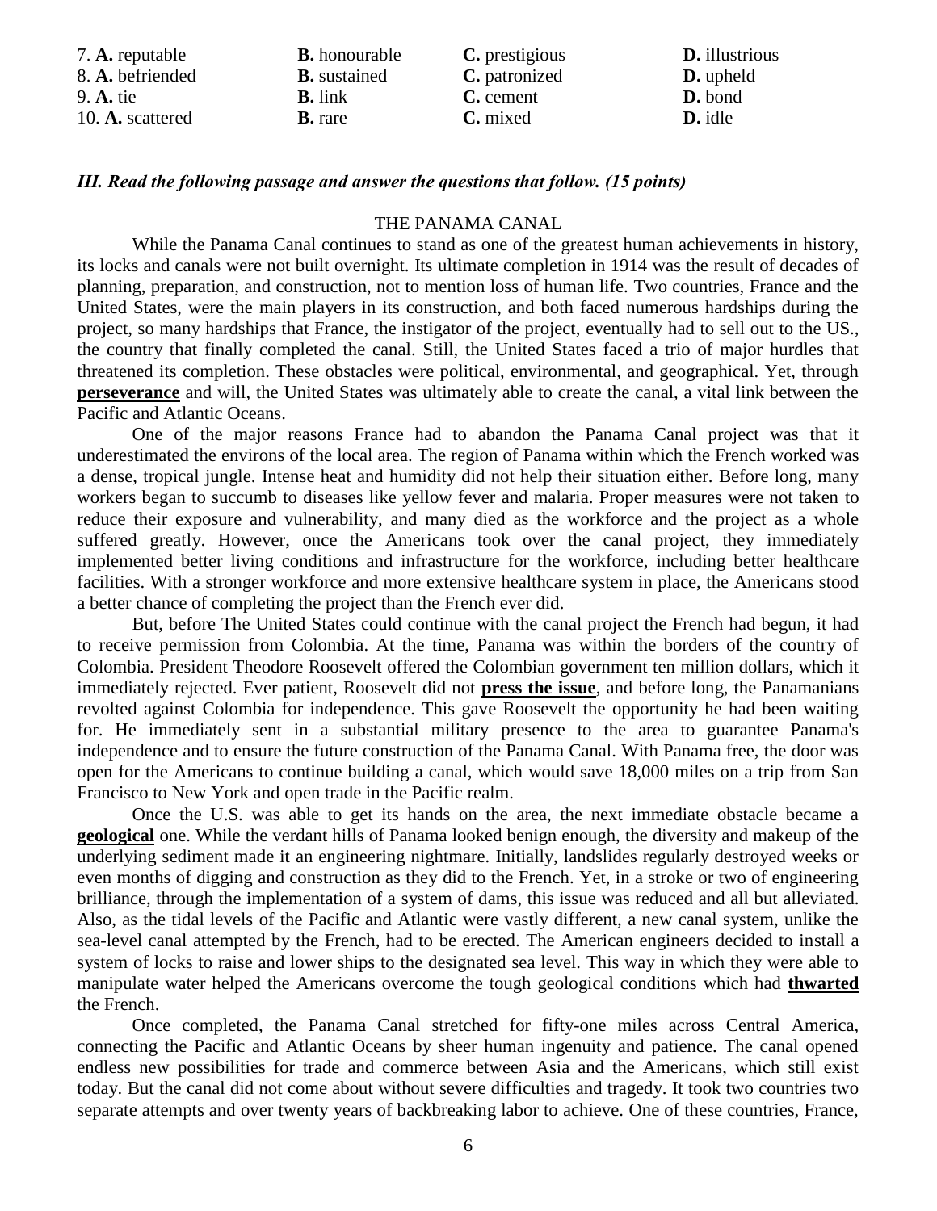7. **A.** reputable **B.** honourable **C.** prestigious **D.** illustrious
8. **A.** befriended **B.** sustained **C.** patronized **D.** upheld
9. **A.** tie **B.** link **C.** cement **D.** bond
10. **A.** scattered **B.** rare **C.** mixed **D.** idle

### *III. Read the following passage and answer the questions that follow. (15 points)*

THE PANAMA CANAL

While the Panama Canal continues to stand as one of the greatest human achievements in history, its locks and canals were not built overnight. Its ultimate completion in 1914 was the result of decades of planning, preparation, and construction, not to mention loss of human life. Two countries, France and the United States, were the main players in its construction, and both faced numerous hardships during the project, so many hardships that France, the instigator of the project, eventually had to sell out to the US., the country that finally completed the canal. Still, the United States faced a trio of major hurdles that threatened its completion. These obstacles were political, environmental, and geographical. Yet, through **perseverance** and will, the United States was ultimately able to create the canal, a vital link between the Pacific and Atlantic Oceans.

One of the major reasons France had to abandon the Panama Canal project was that it underestimated the environs of the local area. The region of Panama within which the French worked was a dense, tropical jungle. Intense heat and humidity did not help their situation either. Before long, many workers began to succumb to diseases like yellow fever and malaria. Proper measures were not taken to reduce their exposure and vulnerability, and many died as the workforce and the project as a whole suffered greatly. However, once the Americans took over the canal project, they immediately implemented better living conditions and infrastructure for the workforce, including better healthcare facilities. With a stronger workforce and more extensive healthcare system in place, the Americans stood a better chance of completing the project than the French ever did.

But, before The United States could continue with the canal project the French had begun, it had to receive permission from Colombia. At the time, Panama was within the borders of the country of Colombia. President Theodore Roosevelt offered the Colombian government ten million dollars, which it immediately rejected. Ever patient, Roosevelt did not **press the issue**, and before long, the Panamanians revolted against Colombia for independence. This gave Roosevelt the opportunity he had been waiting for. He immediately sent in a substantial military presence to the area to guarantee Panama's independence and to ensure the future construction of the Panama Canal. With Panama free, the door was open for the Americans to continue building a canal, which would save 18,000 miles on a trip from San Francisco to New York and open trade in the Pacific realm.

Once the U.S. was able to get its hands on the area, the next immediate obstacle became a **geological** one. While the verdant hills of Panama looked benign enough, the diversity and makeup of the underlying sediment made it an engineering nightmare. Initially, landslides regularly destroyed weeks or even months of digging and construction as they did to the French. Yet, in a stroke or two of engineering brilliance, through the implementation of a system of dams, this issue was reduced and all but alleviated. Also, as the tidal levels of the Pacific and Atlantic were vastly different, a new canal system, unlike the sea-level canal attempted by the French, had to be erected. The American engineers decided to install a system of locks to raise and lower ships to the designated sea level. This way in which they were able to manipulate water helped the Americans overcome the tough geological conditions which had **thwarted** the French.

Once completed, the Panama Canal stretched for fifty-one miles across Central America, connecting the Pacific and Atlantic Oceans by sheer human ingenuity and patience. The canal opened endless new possibilities for trade and commerce between Asia and the Americans, which still exist today. But the canal did not come about without severe difficulties and tragedy. It took two countries two separate attempts and over twenty years of backbreaking labor to achieve. One of these countries, France,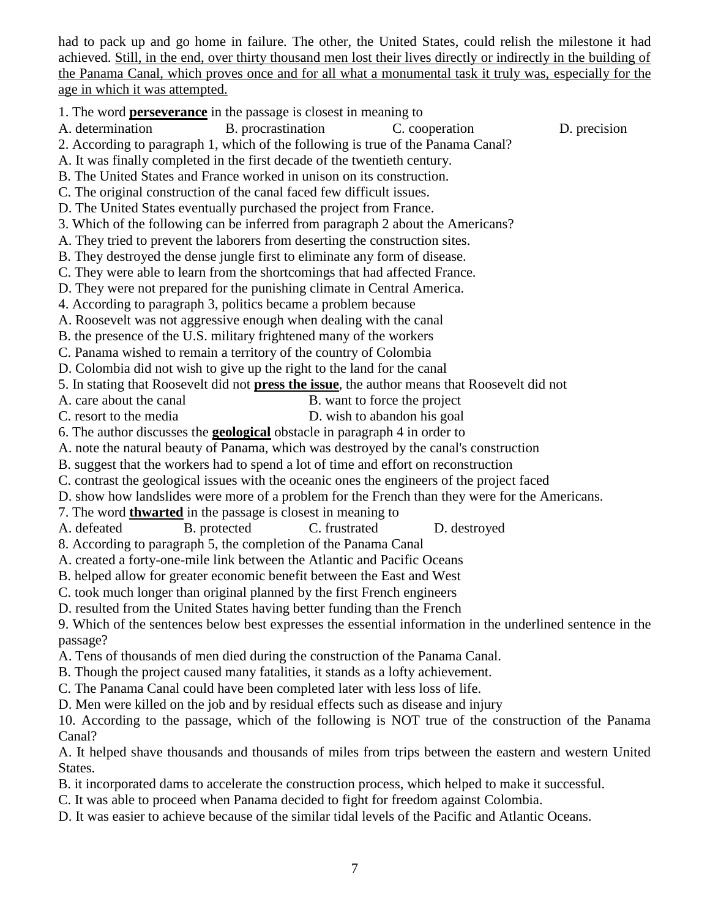had to pack up and go home in failure. The other, the United States, could relish the milestone it had achieved. <u>Still, in the end, over thirty thousand men lost their lives directly or indirectly in the building of the Panama Canal, which proves once and for all what a monumental task it truly was, especially for the age in which it was attempted.</u>

1. The word **<u>perseverance</u>** in the passage is closest in meaning to

A. determination B. procrastination C. cooperation D. precision

2. According to paragraph 1, which of the following is true of the Panama Canal?

A. It was finally completed in the first decade of the twentieth century.
B. The United States and France worked in unison on its construction.
C. The original construction of the canal faced few difficult issues.
D. The United States eventually purchased the project from France.

3. Which of the following can be inferred from paragraph 2 about the Americans?

A. They tried to prevent the laborers from deserting the construction sites.
B. They destroyed the dense jungle first to eliminate any form of disease.
C. They were able to learn from the shortcomings that had affected France.
D. They were not prepared for the punishing climate in Central America.

4. According to paragraph 3, politics became a problem because

A. Roosevelt was not aggressive enough when dealing with the canal
B. the presence of the U.S. military frightened many of the workers
C. Panama wished to remain a territory of the country of Colombia
D. Colombia did not wish to give up the right to the land for the canal

5. In stating that Roosevelt did not **<u>press the issue</u>**, the author means that Roosevelt did not

A. care about the canal B. want to force the project
C. resort to the media D. wish to abandon his goal

6. The author discusses the **<u>geological</u>** obstacle in paragraph 4 in order to

A. note the natural beauty of Panama, which was destroyed by the canal's construction
B. suggest that the workers had to spend a lot of time and effort on reconstruction
C. contrast the geological issues with the oceanic ones the engineers of the project faced
D. show how landslides were more of a problem for the French than they were for the Americans.

7. The word **<u>thwarted</u>** in the passage is closest in meaning to

A. defeated B. protected C. frustrated D. destroyed

8. According to paragraph 5, the completion of the Panama Canal

A. created a forty-one-mile link between the Atlantic and Pacific Oceans
B. helped allow for greater economic benefit between the East and West
C. took much longer than original planned by the first French engineers
D. resulted from the United States having better funding than the French

9. Which of the sentences below best expresses the essential information in the underlined sentence in the passage?

A. Tens of thousands of men died during the construction of the Panama Canal.
B. Though the project caused many fatalities, it stands as a lofty achievement.
C. The Panama Canal could have been completed later with less loss of life.
D. Men were killed on the job and by residual effects such as disease and injury

10. According to the passage, which of the following is NOT true of the construction of the Panama Canal?

A. It helped shave thousands and thousands of miles from trips between the eastern and western United States.
B. it incorporated dams to accelerate the construction process, which helped to make it successful.
C. It was able to proceed when Panama decided to fight for freedom against Colombia.
D. It was easier to achieve because of the similar tidal levels of the Pacific and Atlantic Oceans.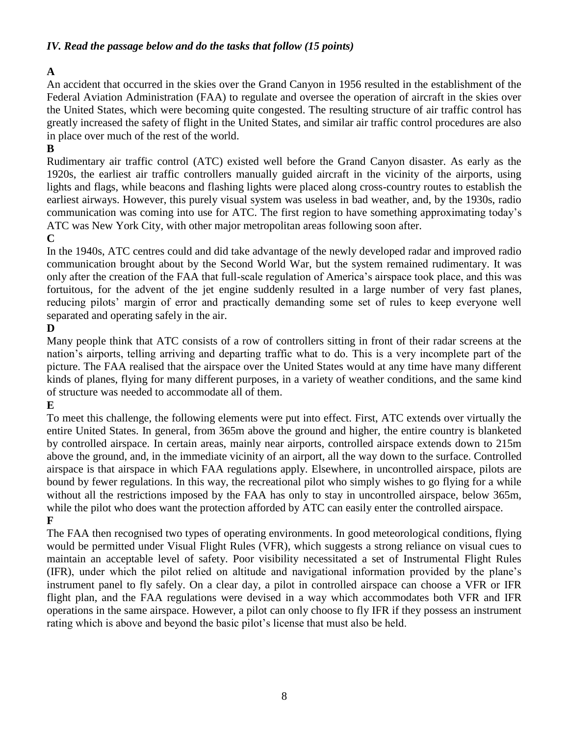***IV. Read the passage below and do the tasks that follow (15 points)***

**A**

An accident that occurred in the skies over the Grand Canyon in 1956 resulted in the establishment of the Federal Aviation Administration (FAA) to regulate and oversee the operation of aircraft in the skies over the United States, which were becoming quite congested. The resulting structure of air traffic control has greatly increased the safety of flight in the United States, and similar air traffic control procedures are also in place over much of the rest of the world.

**B**

Rudimentary air traffic control (ATC) existed well before the Grand Canyon disaster. As early as the 1920s, the earliest air traffic controllers manually guided aircraft in the vicinity of the airports, using lights and flags, while beacons and flashing lights were placed along cross-country routes to establish the earliest airways. However, this purely visual system was useless in bad weather, and, by the 1930s, radio communication was coming into use for ATC. The first region to have something approximating today's ATC was New York City, with other major metropolitan areas following soon after.

**C**

In the 1940s, ATC centres could and did take advantage of the newly developed radar and improved radio communication brought about by the Second World War, but the system remained rudimentary. It was only after the creation of the FAA that full-scale regulation of America's airspace took place, and this was fortuitous, for the advent of the jet engine suddenly resulted in a large number of very fast planes, reducing pilots' margin of error and practically demanding some set of rules to keep everyone well separated and operating safely in the air.

**D**

Many people think that ATC consists of a row of controllers sitting in front of their radar screens at the nation's airports, telling arriving and departing traffic what to do. This is a very incomplete part of the picture. The FAA realised that the airspace over the United States would at any time have many different kinds of planes, flying for many different purposes, in a variety of weather conditions, and the same kind of structure was needed to accommodate all of them.

**E**

To meet this challenge, the following elements were put into effect. First, ATC extends over virtually the entire United States. In general, from 365m above the ground and higher, the entire country is blanketed by controlled airspace. In certain areas, mainly near airports, controlled airspace extends down to 215m above the ground, and, in the immediate vicinity of an airport, all the way down to the surface. Controlled airspace is that airspace in which FAA regulations apply. Elsewhere, in uncontrolled airspace, pilots are bound by fewer regulations. In this way, the recreational pilot who simply wishes to go flying for a while without all the restrictions imposed by the FAA has only to stay in uncontrolled airspace, below 365m, while the pilot who does want the protection afforded by ATC can easily enter the controlled airspace.

**F**

The FAA then recognised two types of operating environments. In good meteorological conditions, flying would be permitted under Visual Flight Rules (VFR), which suggests a strong reliance on visual cues to maintain an acceptable level of safety. Poor visibility necessitated a set of Instrumental Flight Rules (IFR), under which the pilot relied on altitude and navigational information provided by the plane's instrument panel to fly safely. On a clear day, a pilot in controlled airspace can choose a VFR or IFR flight plan, and the FAA regulations were devised in a way which accommodates both VFR and IFR operations in the same airspace. However, a pilot can only choose to fly IFR if they possess an instrument rating which is above and beyond the basic pilot's license that must also be held.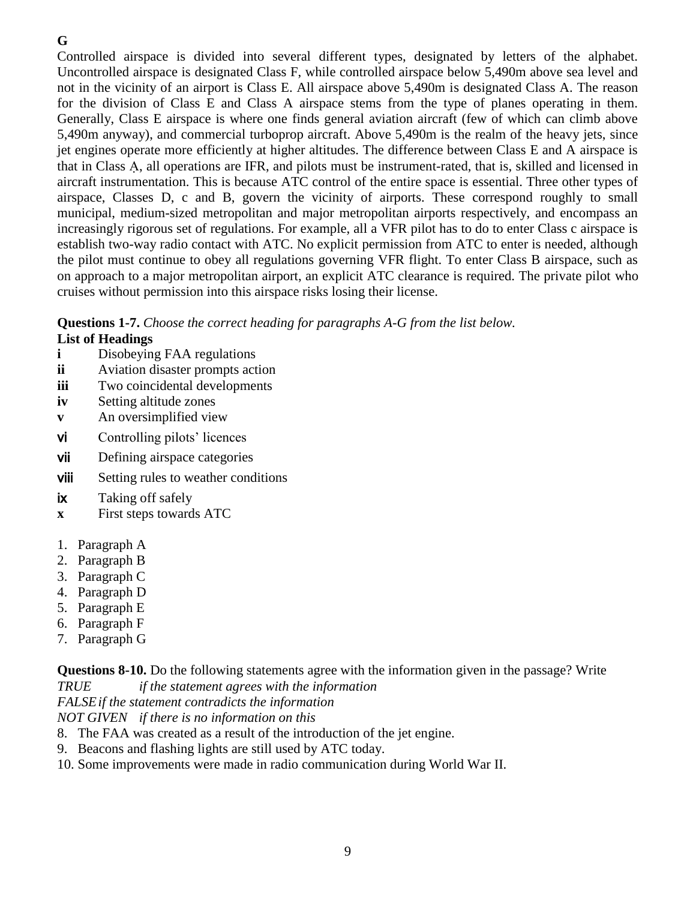**G**

Controlled airspace is divided into several different types, designated by letters of the alphabet. Uncontrolled airspace is designated Class F, while controlled airspace below 5,490m above sea level and not in the vicinity of an airport is Class E. All airspace above 5,490m is designated Class A. The reason for the division of Class E and Class A airspace stems from the type of planes operating in them. Generally, Class E airspace is where one finds general aviation aircraft (few of which can climb above 5,490m anyway), and commercial turboprop aircraft. Above 5,490m is the realm of the heavy jets, since jet engines operate more efficiently at higher altitudes. The difference between Class E and A airspace is that in Class A, all operations are IFR, and pilots must be instrument-rated, that is, skilled and licensed in aircraft instrumentation. This is because ATC control of the entire space is essential. Three other types of airspace, Classes D, c and B, govern the vicinity of airports. These correspond roughly to small municipal, medium-sized metropolitan and major metropolitan airports respectively, and encompass an increasingly rigorous set of regulations. For example, all a VFR pilot has to do to enter Class c airspace is establish two-way radio contact with ATC. No explicit permission from ATC to enter is needed, although the pilot must continue to obey all regulations governing VFR flight. To enter Class B airspace, such as on approach to a major metropolitan airport, an explicit ATC clearance is required. The private pilot who cruises without permission into this airspace risks losing their license.

**Questions 1-7.** *Choose the correct heading for paragraphs A-G from the list below.*

**List of Headings**

- **i** Disobeying FAA regulations
- **ii** Aviation disaster prompts action
- **iii** Two coincidental developments
- **iv** Setting altitude zones
- **v** An oversimplified view
- **vi** Controlling pilots' licences
- **vii** Defining airspace categories
- **viii** Setting rules to weather conditions
- **ix** Taking off safely
- **x** First steps towards ATC

1. Paragraph A
2. Paragraph B
3. Paragraph C
4. Paragraph D
5. Paragraph E
6. Paragraph F
7. Paragraph G

**Questions 8-10.** Do the following statements agree with the information given in the passage? Write

*TRUE* *if the statement agrees with the information*

*FALSE* *if the statement contradicts the information*

*NOT GIVEN* *if there is no information on this*

8. The FAA was created as a result of the introduction of the jet engine.
9. Beacons and flashing lights are still used by ATC today.
10. Some improvements were made in radio communication during World War II.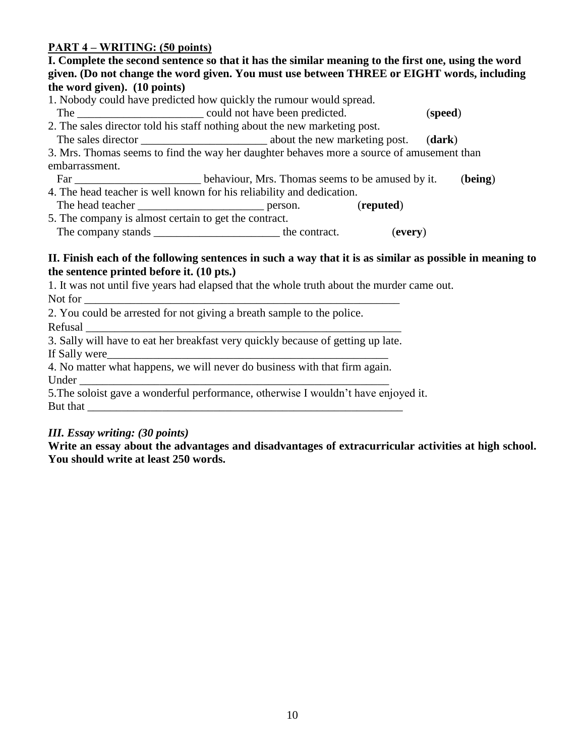**PART 4 – WRITING: (50 points)**

**I. Complete the second sentence so that it has the similar meaning to the first one, using the word given. (Do not change the word given. You must use between THREE or EIGHT words, including the word given). (10 points)**

1. Nobody could have predicted how quickly the rumour would spread.
   The ______________________ could not have been predicted. (**speed**)
2. The sales director told his staff nothing about the new marketing post.
   The sales director ______________________ about the new marketing post. (**dark**)
3. Mrs. Thomas seems to find the way her daughter behaves more a source of amusement than embarrassment.
   Far ______________________ behaviour, Mrs. Thomas seems to be amused by it. (**being**)
4. The head teacher is well known for his reliability and dedication.
   The head teacher ______________________ person. (**reputed**)
5. The company is almost certain to get the contract.
   The company stands ______________________ the contract. (**every**)

**II. Finish each of the following sentences in such a way that it is as similar as possible in meaning to the sentence printed before it. (10 pts.)**

1. It was not until five years had elapsed that the whole truth about the murder came out.
Not for ___________________________________________________________
2. You could be arrested for not giving a breath sample to the police.
Refusal ___________________________________________________________
3. Sally will have to eat her breakfast very quickly because of getting up late.
If Sally were_______________________________________________________
4. No matter what happens, we will never do business with that firm again.
Under ____________________________________________________________
5.The soloist gave a wonderful performance, otherwise I wouldn't have enjoyed it.
But that ___________________________________________________________

***III. Essay writing: (30 points)***

**Write an essay about the advantages and disadvantages of extracurricular activities at high school. You should write at least 250 words.**